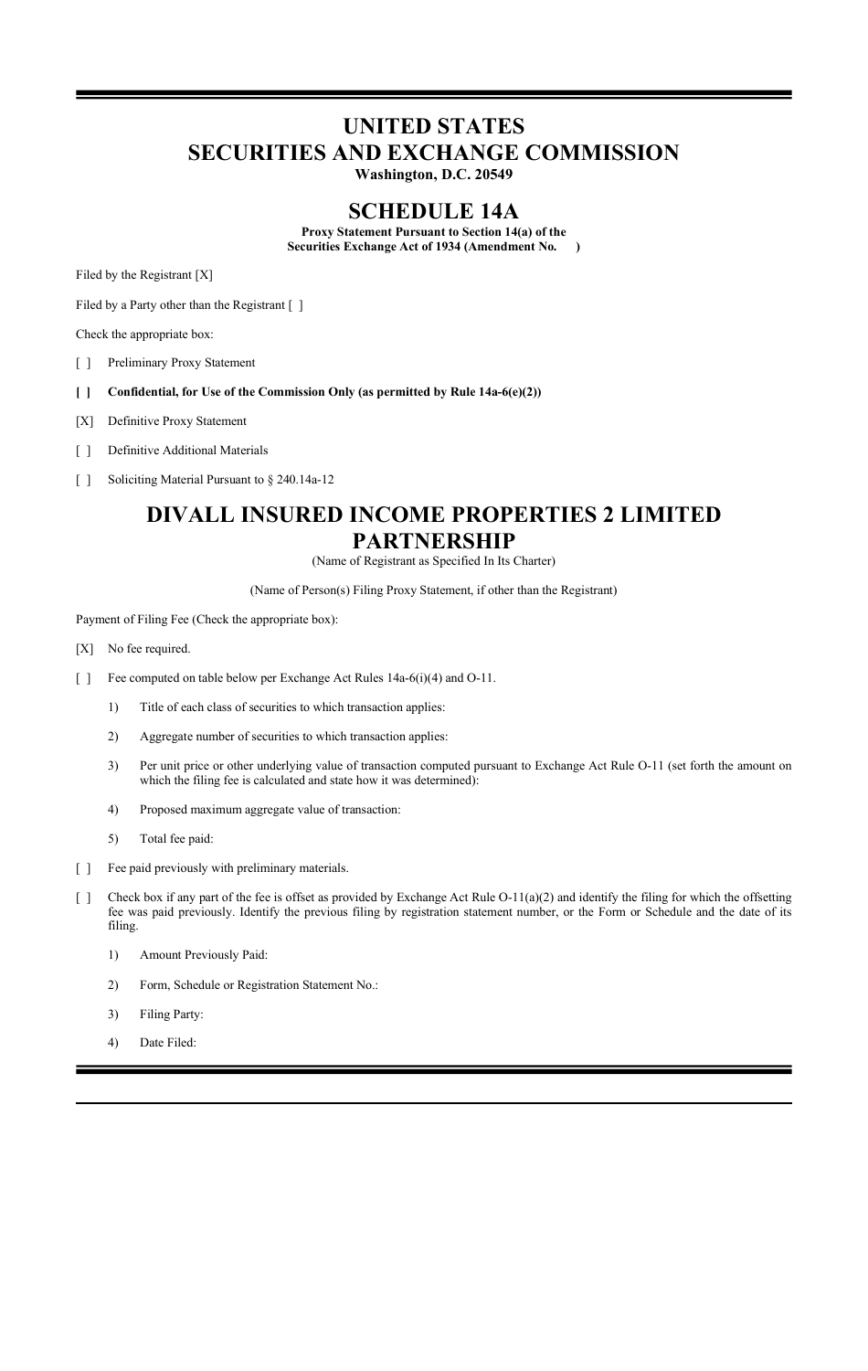# UNITED STATES SECURITIES AND EXCHANGE COMMISSION

**Washington, D.C. 20549**

## SCHEDULE 14A

**Proxy Statement Pursuant to Section 14(a) of the Securities Exchange Act of 1934 (Amendment No. )**

Filed by the Registrant [X]

Filed by a Party other than the Registrant [ ]

Check the appropriate box:

[ ] Preliminary Proxy Statement

**[ ] Confidential, for Use of the Commission Only (as permitted by Rule 14a-6(e)(2))**

[X] Definitive Proxy Statement

[ ] Definitive Additional Materials

[ ] Soliciting Material Pursuant to § 240.14a-12

## DIVALL INSURED INCOME PROPERTIES 2 LIMITED PARTNERSHIP

(Name of Registrant as Specified In Its Charter)

(Name of Person(s) Filing Proxy Statement, if other than the Registrant)

Payment of Filing Fee (Check the appropriate box):

[X] No fee required.

[ ] Fee computed on table below per Exchange Act Rules 14a-6(i)(4) and O-11.

1) Title of each class of securities to which transaction applies:

2) Aggregate number of securities to which transaction applies:

3) Per unit price or other underlying value of transaction computed pursuant to Exchange Act Rule O-11 (set forth the amount on which the filing fee is calculated and state how it was determined):

4) Proposed maximum aggregate value of transaction:

5) Total fee paid:

[ ] Fee paid previously with preliminary materials.

[ ] Check box if any part of the fee is offset as provided by Exchange Act Rule O-11(a)(2) and identify the filing for which the offsetting fee was paid previously. Identify the previous filing by registration statement number, or the Form or Schedule and the date of its filing.

1) Amount Previously Paid:

2) Form, Schedule or Registration Statement No.:

3) Filing Party:

4) Date Filed: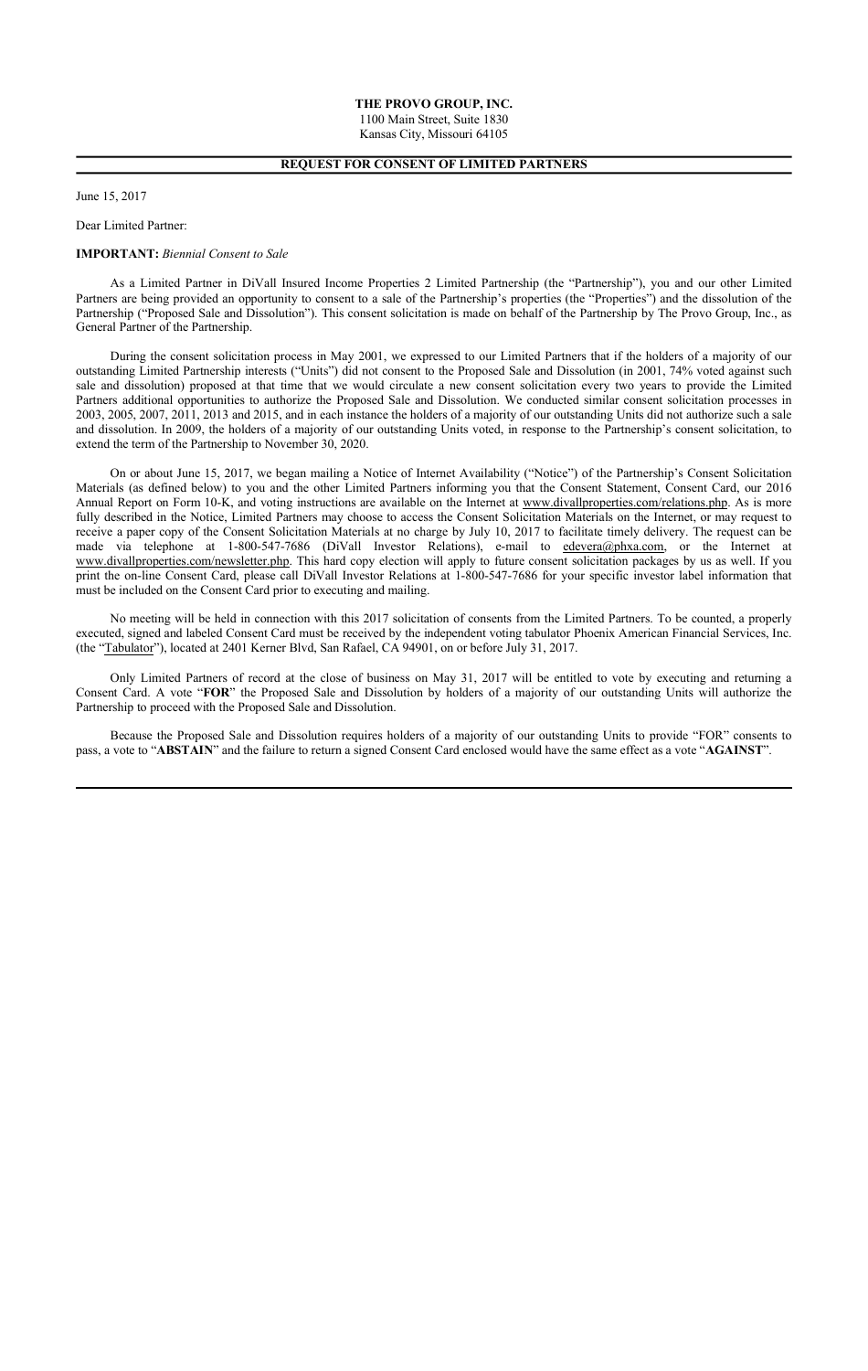**THE PROVO GROUP, INC.**
1100 Main Street, Suite 1830
Kansas City, Missouri 64105

**REQUEST FOR CONSENT OF LIMITED PARTNERS**

June 15, 2017

Dear Limited Partner:

**IMPORTANT:** *Biennial Consent to Sale*

As a Limited Partner in DiVall Insured Income Properties 2 Limited Partnership (the "Partnership"), you and our other Limited Partners are being provided an opportunity to consent to a sale of the Partnership's properties (the "Properties") and the dissolution of the Partnership ("Proposed Sale and Dissolution"). This consent solicitation is made on behalf of the Partnership by The Provo Group, Inc., as General Partner of the Partnership.

During the consent solicitation process in May 2001, we expressed to our Limited Partners that if the holders of a majority of our outstanding Limited Partnership interests ("Units") did not consent to the Proposed Sale and Dissolution (in 2001, 74% voted against such sale and dissolution) proposed at that time that we would circulate a new consent solicitation every two years to provide the Limited Partners additional opportunities to authorize the Proposed Sale and Dissolution. We conducted similar consent solicitation processes in 2003, 2005, 2007, 2011, 2013 and 2015, and in each instance the holders of a majority of our outstanding Units did not authorize such a sale and dissolution. In 2009, the holders of a majority of our outstanding Units voted, in response to the Partnership's consent solicitation, to extend the term of the Partnership to November 30, 2020.

On or about June 15, 2017, we began mailing a Notice of Internet Availability ("Notice") of the Partnership's Consent Solicitation Materials (as defined below) to you and the other Limited Partners informing you that the Consent Statement, Consent Card, our 2016 Annual Report on Form 10-K, and voting instructions are available on the Internet at www.divallproperties.com/relations.php. As is more fully described in the Notice, Limited Partners may choose to access the Consent Solicitation Materials on the Internet, or may request to receive a paper copy of the Consent Solicitation Materials at no charge by July 10, 2017 to facilitate timely delivery. The request can be made via telephone at 1-800-547-7686 (DiVall Investor Relations), e-mail to edevera@phxa.com, or the Internet at www.divallproperties.com/newsletter.php. This hard copy election will apply to future consent solicitation packages by us as well. If you print the on-line Consent Card, please call DiVall Investor Relations at 1-800-547-7686 for your specific investor label information that must be included on the Consent Card prior to executing and mailing.

No meeting will be held in connection with this 2017 solicitation of consents from the Limited Partners. To be counted, a properly executed, signed and labeled Consent Card must be received by the independent voting tabulator Phoenix American Financial Services, Inc. (the "Tabulator"), located at 2401 Kerner Blvd, San Rafael, CA 94901, on or before July 31, 2017.

Only Limited Partners of record at the close of business on May 31, 2017 will be entitled to vote by executing and returning a Consent Card. A vote "**FOR**" the Proposed Sale and Dissolution by holders of a majority of our outstanding Units will authorize the Partnership to proceed with the Proposed Sale and Dissolution.

Because the Proposed Sale and Dissolution requires holders of a majority of our outstanding Units to provide "FOR" consents to pass, a vote to "**ABSTAIN**" and the failure to return a signed Consent Card enclosed would have the same effect as a vote "**AGAINST**".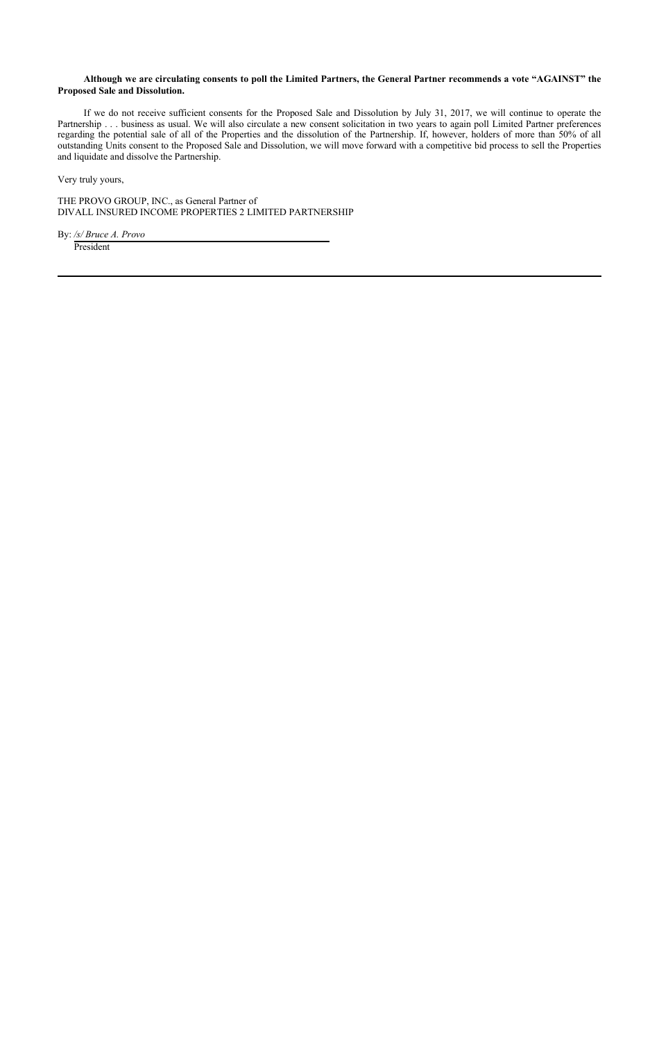**Although we are circulating consents to poll the Limited Partners, the General Partner recommends a vote "AGAINST" the Proposed Sale and Dissolution.**

If we do not receive sufficient consents for the Proposed Sale and Dissolution by July 31, 2017, we will continue to operate the Partnership . . . business as usual. We will also circulate a new consent solicitation in two years to again poll Limited Partner preferences regarding the potential sale of all of the Properties and the dissolution of the Partnership. If, however, holders of more than 50% of all outstanding Units consent to the Proposed Sale and Dissolution, we will move forward with a competitive bid process to sell the Properties and liquidate and dissolve the Partnership.

Very truly yours,

THE PROVO GROUP, INC., as General Partner of
DIVALL INSURED INCOME PROPERTIES 2 LIMITED PARTNERSHIP

By: */s/ Bruce A. Provo*
President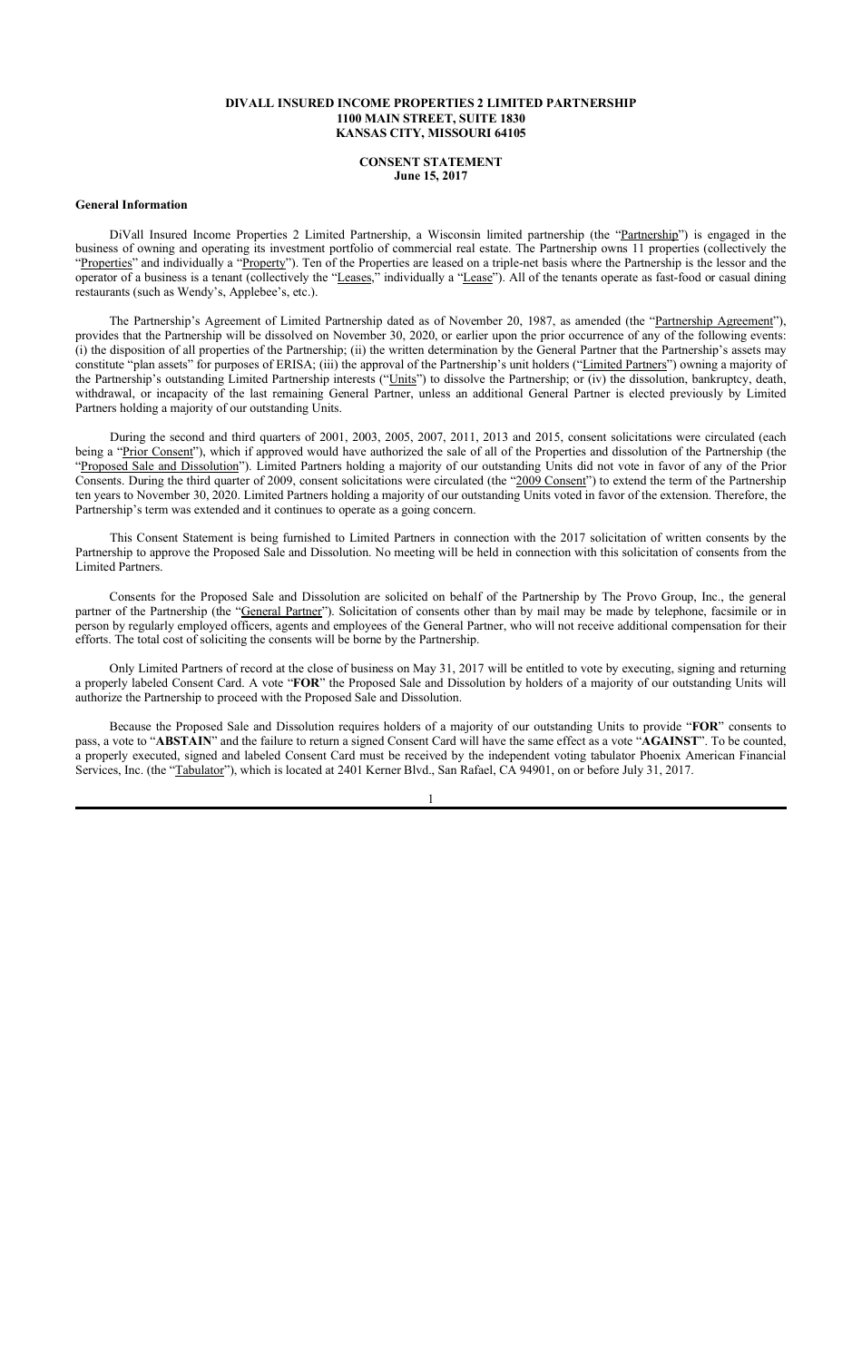**DIVALL INSURED INCOME PROPERTIES 2 LIMITED PARTNERSHIP**
**1100 MAIN STREET, SUITE 1830**
**KANSAS CITY, MISSOURI 64105**

**CONSENT STATEMENT**
**June 15, 2017**

## General Information

DiVall Insured Income Properties 2 Limited Partnership, a Wisconsin limited partnership (the "Partnership") is engaged in the business of owning and operating its investment portfolio of commercial real estate. The Partnership owns 11 properties (collectively the "Properties" and individually a "Property"). Ten of the Properties are leased on a triple-net basis where the Partnership is the lessor and the operator of a business is a tenant (collectively the "Leases," individually a "Lease"). All of the tenants operate as fast-food or casual dining restaurants (such as Wendy's, Applebee's, etc.).

The Partnership's Agreement of Limited Partnership dated as of November 20, 1987, as amended (the "Partnership Agreement"), provides that the Partnership will be dissolved on November 30, 2020, or earlier upon the prior occurrence of any of the following events: (i) the disposition of all properties of the Partnership; (ii) the written determination by the General Partner that the Partnership's assets may constitute "plan assets" for purposes of ERISA; (iii) the approval of the Partnership's unit holders ("Limited Partners") owning a majority of the Partnership's outstanding Limited Partnership interests ("Units") to dissolve the Partnership; or (iv) the dissolution, bankruptcy, death, withdrawal, or incapacity of the last remaining General Partner, unless an additional General Partner is elected previously by Limited Partners holding a majority of our outstanding Units.

During the second and third quarters of 2001, 2003, 2005, 2007, 2011, 2013 and 2015, consent solicitations were circulated (each being a "Prior Consent"), which if approved would have authorized the sale of all of the Properties and dissolution of the Partnership (the "Proposed Sale and Dissolution"). Limited Partners holding a majority of our outstanding Units did not vote in favor of any of the Prior Consents. During the third quarter of 2009, consent solicitations were circulated (the "2009 Consent") to extend the term of the Partnership ten years to November 30, 2020. Limited Partners holding a majority of our outstanding Units voted in favor of the extension. Therefore, the Partnership's term was extended and it continues to operate as a going concern.

This Consent Statement is being furnished to Limited Partners in connection with the 2017 solicitation of written consents by the Partnership to approve the Proposed Sale and Dissolution. No meeting will be held in connection with this solicitation of consents from the Limited Partners.

Consents for the Proposed Sale and Dissolution are solicited on behalf of the Partnership by The Provo Group, Inc., the general partner of the Partnership (the "General Partner"). Solicitation of consents other than by mail may be made by telephone, facsimile or in person by regularly employed officers, agents and employees of the General Partner, who will not receive additional compensation for their efforts. The total cost of soliciting the consents will be borne by the Partnership.

Only Limited Partners of record at the close of business on May 31, 2017 will be entitled to vote by executing, signing and returning a properly labeled Consent Card. A vote "**FOR**" the Proposed Sale and Dissolution by holders of a majority of our outstanding Units will authorize the Partnership to proceed with the Proposed Sale and Dissolution.

Because the Proposed Sale and Dissolution requires holders of a majority of our outstanding Units to provide "**FOR**" consents to pass, a vote to "**ABSTAIN**" and the failure to return a signed Consent Card will have the same effect as a vote "**AGAINST**". To be counted, a properly executed, signed and labeled Consent Card must be received by the independent voting tabulator Phoenix American Financial Services, Inc. (the "Tabulator"), which is located at 2401 Kerner Blvd., San Rafael, CA 94901, on or before July 31, 2017.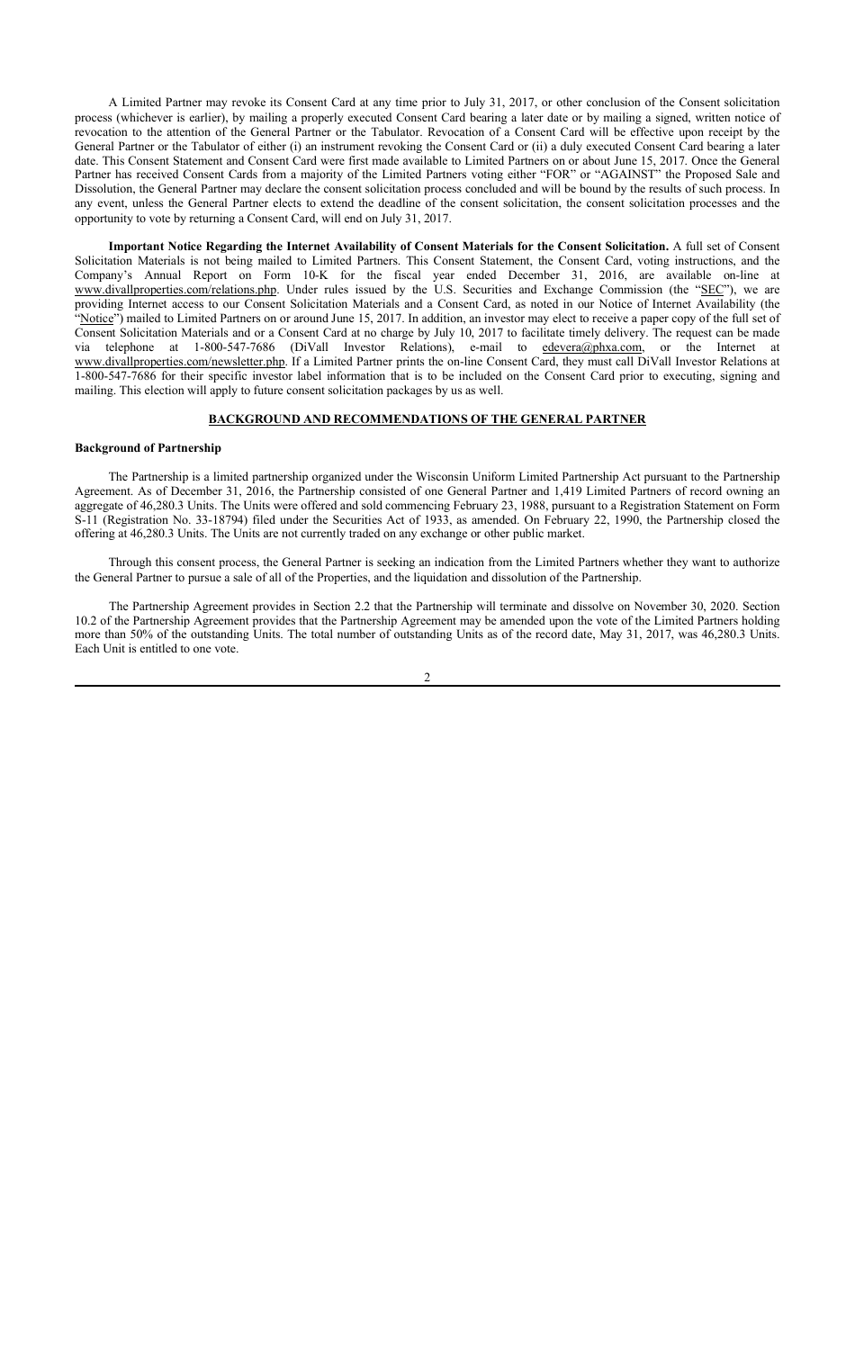A Limited Partner may revoke its Consent Card at any time prior to July 31, 2017, or other conclusion of the Consent solicitation process (whichever is earlier), by mailing a properly executed Consent Card bearing a later date or by mailing a signed, written notice of revocation to the attention of the General Partner or the Tabulator. Revocation of a Consent Card will be effective upon receipt by the General Partner or the Tabulator of either (i) an instrument revoking the Consent Card or (ii) a duly executed Consent Card bearing a later date. This Consent Statement and Consent Card were first made available to Limited Partners on or about June 15, 2017. Once the General Partner has received Consent Cards from a majority of the Limited Partners voting either "FOR" or "AGAINST" the Proposed Sale and Dissolution, the General Partner may declare the consent solicitation process concluded and will be bound by the results of such process. In any event, unless the General Partner elects to extend the deadline of the consent solicitation, the consent solicitation processes and the opportunity to vote by returning a Consent Card, will end on July 31, 2017.

**Important Notice Regarding the Internet Availability of Consent Materials for the Consent Solicitation.** A full set of Consent Solicitation Materials is not being mailed to Limited Partners. This Consent Statement, the Consent Card, voting instructions, and the Company's Annual Report on Form 10-K for the fiscal year ended December 31, 2016, are available on-line at www.divallproperties.com/relations.php. Under rules issued by the U.S. Securities and Exchange Commission (the "SEC"), we are providing Internet access to our Consent Solicitation Materials and a Consent Card, as noted in our Notice of Internet Availability (the "Notice") mailed to Limited Partners on or around June 15, 2017. In addition, an investor may elect to receive a paper copy of the full set of Consent Solicitation Materials and or a Consent Card at no charge by July 10, 2017 to facilitate timely delivery. The request can be made via telephone at 1-800-547-7686 (DiVall Investor Relations), e-mail to edevera@phxa.com, or the Internet at www.divallproperties.com/newsletter.php. If a Limited Partner prints the on-line Consent Card, they must call DiVall Investor Relations at 1-800-547-7686 for their specific investor label information that is to be included on the Consent Card prior to executing, signing and mailing. This election will apply to future consent solicitation packages by us as well.

## BACKGROUND AND RECOMMENDATIONS OF THE GENERAL PARTNER

### Background of Partnership

The Partnership is a limited partnership organized under the Wisconsin Uniform Limited Partnership Act pursuant to the Partnership Agreement. As of December 31, 2016, the Partnership consisted of one General Partner and 1,419 Limited Partners of record owning an aggregate of 46,280.3 Units. The Units were offered and sold commencing February 23, 1988, pursuant to a Registration Statement on Form S-11 (Registration No. 33-18794) filed under the Securities Act of 1933, as amended. On February 22, 1990, the Partnership closed the offering at 46,280.3 Units. The Units are not currently traded on any exchange or other public market.

Through this consent process, the General Partner is seeking an indication from the Limited Partners whether they want to authorize the General Partner to pursue a sale of all of the Properties, and the liquidation and dissolution of the Partnership.

The Partnership Agreement provides in Section 2.2 that the Partnership will terminate and dissolve on November 30, 2020. Section 10.2 of the Partnership Agreement provides that the Partnership Agreement may be amended upon the vote of the Limited Partners holding more than 50% of the outstanding Units. The total number of outstanding Units as of the record date, May 31, 2017, was 46,280.3 Units. Each Unit is entitled to one vote.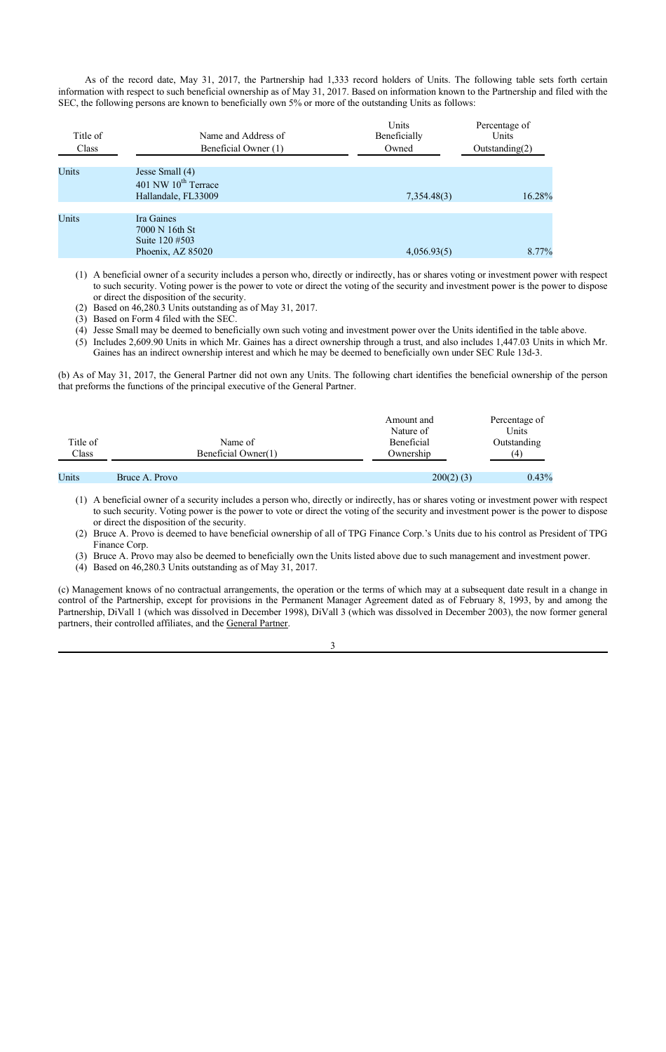As of the record date, May 31, 2017, the Partnership had 1,333 record holders of Units. The following table sets forth certain information with respect to such beneficial ownership as of May 31, 2017. Based on information known to the Partnership and filed with the SEC, the following persons are known to beneficially own 5% or more of the outstanding Units as follows:

| Title of Class | Name and Address of Beneficial Owner (1) | Units Beneficially Owned | Percentage of Units Outstanding(2) |
|---|---|---|---|
| Units | Jesse Small (4)<br>401 NW 10th Terrace<br>Hallandale, FL33009 | 7,354.48(3) | 16.28% |
| Units | Ira Gaines<br>7000 N 16th St<br>Suite 120 #503<br>Phoenix, AZ 85020 | 4,056.93(5) | 8.77% |

(1) A beneficial owner of a security includes a person who, directly or indirectly, has or shares voting or investment power with respect to such security. Voting power is the power to vote or direct the voting of the security and investment power is the power to dispose or direct the disposition of the security.

(2) Based on 46,280.3 Units outstanding as of May 31, 2017.

(3) Based on Form 4 filed with the SEC.

(4) Jesse Small may be deemed to beneficially own such voting and investment power over the Units identified in the table above.

(5) Includes 2,609.90 Units in which Mr. Gaines has a direct ownership through a trust, and also includes 1,447.03 Units in which Mr. Gaines has an indirect ownership interest and which he may be deemed to beneficially own under SEC Rule 13d-3.

(b) As of May 31, 2017, the General Partner did not own any Units. The following chart identifies the beneficial ownership of the person that preforms the functions of the principal executive of the General Partner.

| Title of Class | Name of Beneficial Owner(1) | Amount and Nature of Beneficial Ownership | Percentage of Units Outstanding (4) |
|---|---|---|---|
| Units | Bruce A. Provo | 200(2) (3) | 0.43% |

(1) A beneficial owner of a security includes a person who, directly or indirectly, has or shares voting or investment power with respect to such security. Voting power is the power to vote or direct the voting of the security and investment power is the power to dispose or direct the disposition of the security.

(2) Bruce A. Provo is deemed to have beneficial ownership of all of TPG Finance Corp.'s Units due to his control as President of TPG Finance Corp.

(3) Bruce A. Provo may also be deemed to beneficially own the Units listed above due to such management and investment power.

(4) Based on 46,280.3 Units outstanding as of May 31, 2017.

(c) Management knows of no contractual arrangements, the operation or the terms of which may at a subsequent date result in a change in control of the Partnership, except for provisions in the Permanent Manager Agreement dated as of February 8, 1993, by and among the Partnership, DiVall 1 (which was dissolved in December 1998), DiVall 3 (which was dissolved in December 2003), the now former general partners, their controlled affiliates, and the General Partner.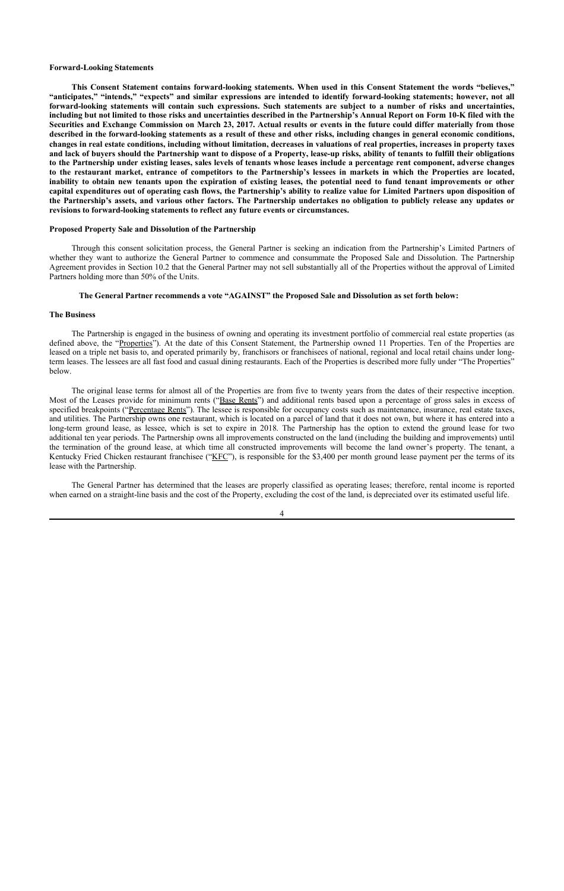**Forward-Looking Statements**

**This Consent Statement contains forward-looking statements. When used in this Consent Statement the words "believes," "anticipates," "intends," "expects" and similar expressions are intended to identify forward-looking statements; however, not all forward-looking statements will contain such expressions. Such statements are subject to a number of risks and uncertainties, including but not limited to those risks and uncertainties described in the Partnership's Annual Report on Form 10-K filed with the Securities and Exchange Commission on March 23, 2017. Actual results or events in the future could differ materially from those described in the forward-looking statements as a result of these and other risks, including changes in general economic conditions, changes in real estate conditions, including without limitation, decreases in valuations of real properties, increases in property taxes and lack of buyers should the Partnership want to dispose of a Property, lease-up risks, ability of tenants to fulfill their obligations to the Partnership under existing leases, sales levels of tenants whose leases include a percentage rent component, adverse changes to the restaurant market, entrance of competitors to the Partnership's lessees in markets in which the Properties are located, inability to obtain new tenants upon the expiration of existing leases, the potential need to fund tenant improvements or other capital expenditures out of operating cash flows, the Partnership's ability to realize value for Limited Partners upon disposition of the Partnership's assets, and various other factors. The Partnership undertakes no obligation to publicly release any updates or revisions to forward-looking statements to reflect any future events or circumstances.**

**Proposed Property Sale and Dissolution of the Partnership**

Through this consent solicitation process, the General Partner is seeking an indication from the Partnership's Limited Partners of whether they want to authorize the General Partner to commence and consummate the Proposed Sale and Dissolution. The Partnership Agreement provides in Section 10.2 that the General Partner may not sell substantially all of the Properties without the approval of Limited Partners holding more than 50% of the Units.

**The General Partner recommends a vote "AGAINST" the Proposed Sale and Dissolution as set forth below:**

**The Business**

The Partnership is engaged in the business of owning and operating its investment portfolio of commercial real estate properties (as defined above, the "Properties"). At the date of this Consent Statement, the Partnership owned 11 Properties. Ten of the Properties are leased on a triple net basis to, and operated primarily by, franchisors or franchisees of national, regional and local retail chains under long-term leases. The lessees are all fast food and casual dining restaurants. Each of the Properties is described more fully under "The Properties" below.

The original lease terms for almost all of the Properties are from five to twenty years from the dates of their respective inception. Most of the Leases provide for minimum rents ("Base Rents") and additional rents based upon a percentage of gross sales in excess of specified breakpoints ("Percentage Rents"). The lessee is responsible for occupancy costs such as maintenance, insurance, real estate taxes, and utilities. The Partnership owns one restaurant, which is located on a parcel of land that it does not own, but where it has entered into a long-term ground lease, as lessee, which is set to expire in 2018. The Partnership has the option to extend the ground lease for two additional ten year periods. The Partnership owns all improvements constructed on the land (including the building and improvements) until the termination of the ground lease, at which time all constructed improvements will become the land owner's property. The tenant, a Kentucky Fried Chicken restaurant franchisee ("KFC"), is responsible for the $3,400 per month ground lease payment per the terms of its lease with the Partnership.

The General Partner has determined that the leases are properly classified as operating leases; therefore, rental income is reported when earned on a straight-line basis and the cost of the Property, excluding the cost of the land, is depreciated over its estimated useful life.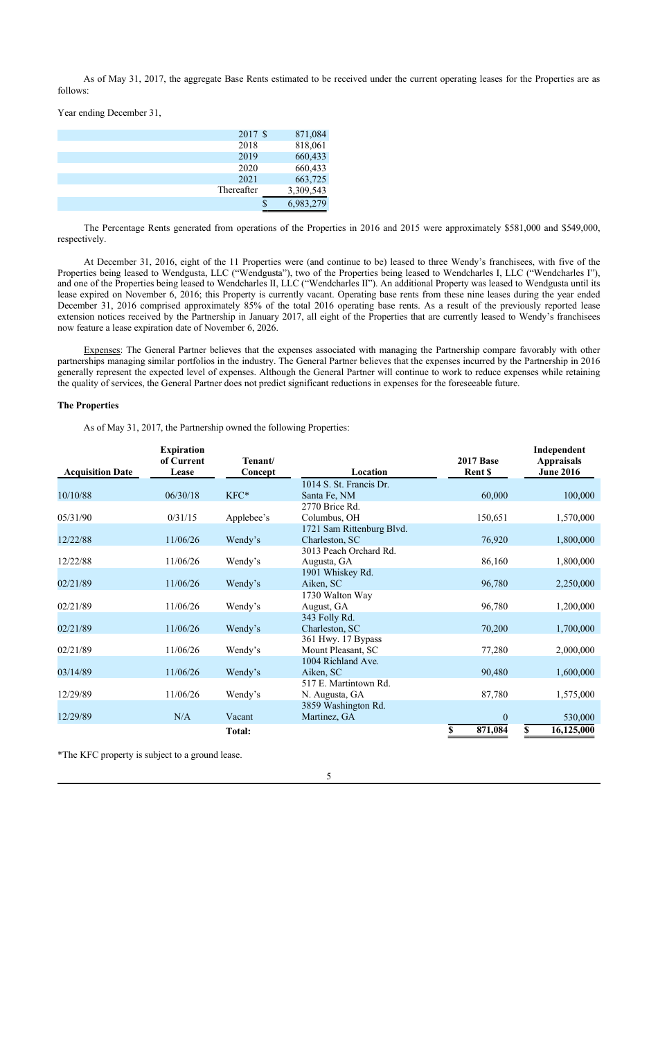As of May 31, 2017, the aggregate Base Rents estimated to be received under the current operating leases for the Properties are as follows:

Year ending December 31,

| | |
|---|---|
| 2017 | $ 871,084 |
| 2018 | 818,061 |
| 2019 | 660,433 |
| 2020 | 660,433 |
| 2021 | 663,725 |
| Thereafter | 3,309,543 |
| | $ 6,983,279 |

The Percentage Rents generated from operations of the Properties in 2016 and 2015 were approximately $581,000 and $549,000, respectively.

At December 31, 2016, eight of the 11 Properties were (and continue to be) leased to three Wendy's franchisees, with five of the Properties being leased to Wendgusta, LLC ("Wendgusta"), two of the Properties being leased to Wendcharles I, LLC ("Wendcharles I"), and one of the Properties being leased to Wendcharles II, LLC ("Wendcharles II"). An additional Property was leased to Wendgusta until its lease expired on November 6, 2016; this Property is currently vacant. Operating base rents from these nine leases during the year ended December 31, 2016 comprised approximately 85% of the total 2016 operating base rents. As a result of the previously reported lease extension notices received by the Partnership in January 2017, all eight of the Properties that are currently leased to Wendy's franchisees now feature a lease expiration date of November 6, 2026.

Expenses: The General Partner believes that the expenses associated with managing the Partnership compare favorably with other partnerships managing similar portfolios in the industry. The General Partner believes that the expenses incurred by the Partnership in 2016 generally represent the expected level of expenses. Although the General Partner will continue to work to reduce expenses while retaining the quality of services, the General Partner does not predict significant reductions in expenses for the foreseeable future.

**The Properties**

As of May 31, 2017, the Partnership owned the following Properties:

| Acquisition Date | Expiration of Current Lease | Tenant/ Concept | Location | 2017 Base Rent $ | Independent Appraisals June 2016 |
|---|---|---|---|---|---|
| 10/10/88 | 06/30/18 | KFC* | 1014 S. St. Francis Dr. Santa Fe, NM | 60,000 | 100,000 |
| 05/31/90 | 0/31/15 | Applebee's | 2770 Brice Rd. Columbus, OH | 150,651 | 1,570,000 |
| 12/22/88 | 11/06/26 | Wendy's | 1721 Sam Rittenburg Blvd. Charleston, SC | 76,920 | 1,800,000 |
| 12/22/88 | 11/06/26 | Wendy's | 3013 Peach Orchard Rd. Augusta, GA | 86,160 | 1,800,000 |
| 02/21/89 | 11/06/26 | Wendy's | 1901 Whiskey Rd. Aiken, SC | 96,780 | 2,250,000 |
| 02/21/89 | 11/06/26 | Wendy's | 1730 Walton Way August, GA | 96,780 | 1,200,000 |
| 02/21/89 | 11/06/26 | Wendy's | 343 Folly Rd. Charleston, SC | 70,200 | 1,700,000 |
| 02/21/89 | 11/06/26 | Wendy's | 361 Hwy. 17 Bypass Mount Pleasant, SC | 77,280 | 2,000,000 |
| 03/14/89 | 11/06/26 | Wendy's | 1004 Richland Ave. Aiken, SC | 90,480 | 1,600,000 |
| 12/29/89 | 11/06/26 | Wendy's | 517 E. Martintown Rd. N. Augusta, GA | 87,780 | 1,575,000 |
| 12/29/89 | N/A | Vacant | 3859 Washington Rd. Martinez, GA | 0 | 530,000 |
| | | **Total:** | | **$ 871,084** | **$ 16,125,000** |

*The KFC property is subject to a ground lease.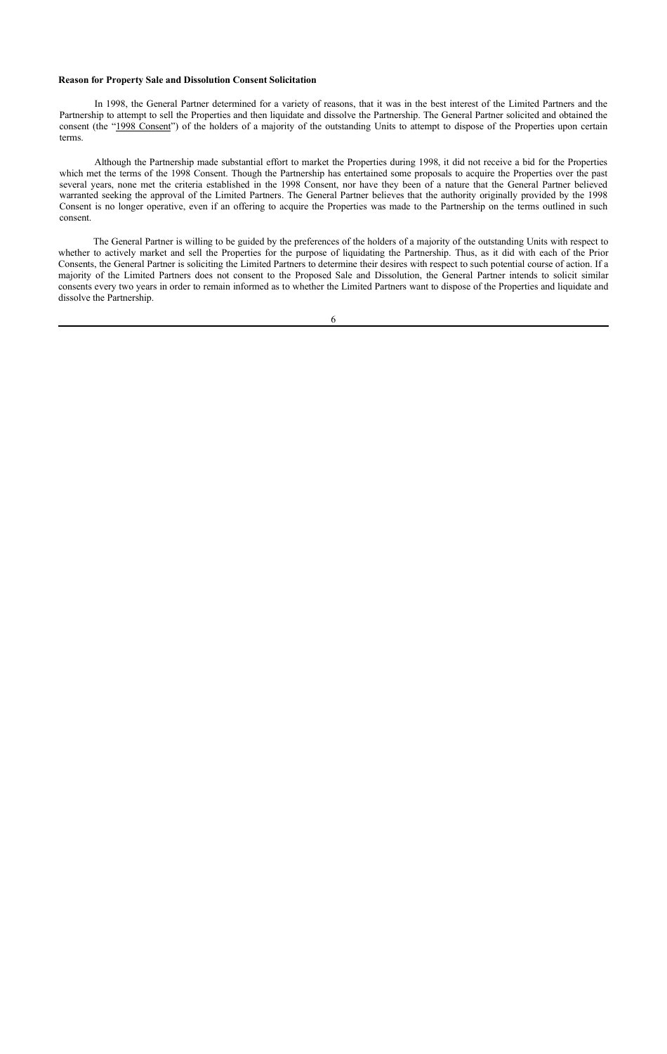**Reason for Property Sale and Dissolution Consent Solicitation**

In 1998, the General Partner determined for a variety of reasons, that it was in the best interest of the Limited Partners and the Partnership to attempt to sell the Properties and then liquidate and dissolve the Partnership. The General Partner solicited and obtained the consent (the "1998 Consent") of the holders of a majority of the outstanding Units to attempt to dispose of the Properties upon certain terms.

Although the Partnership made substantial effort to market the Properties during 1998, it did not receive a bid for the Properties which met the terms of the 1998 Consent. Though the Partnership has entertained some proposals to acquire the Properties over the past several years, none met the criteria established in the 1998 Consent, nor have they been of a nature that the General Partner believed warranted seeking the approval of the Limited Partners. The General Partner believes that the authority originally provided by the 1998 Consent is no longer operative, even if an offering to acquire the Properties was made to the Partnership on the terms outlined in such consent.

The General Partner is willing to be guided by the preferences of the holders of a majority of the outstanding Units with respect to whether to actively market and sell the Properties for the purpose of liquidating the Partnership. Thus, as it did with each of the Prior Consents, the General Partner is soliciting the Limited Partners to determine their desires with respect to such potential course of action. If a majority of the Limited Partners does not consent to the Proposed Sale and Dissolution, the General Partner intends to solicit similar consents every two years in order to remain informed as to whether the Limited Partners want to dispose of the Properties and liquidate and dissolve the Partnership.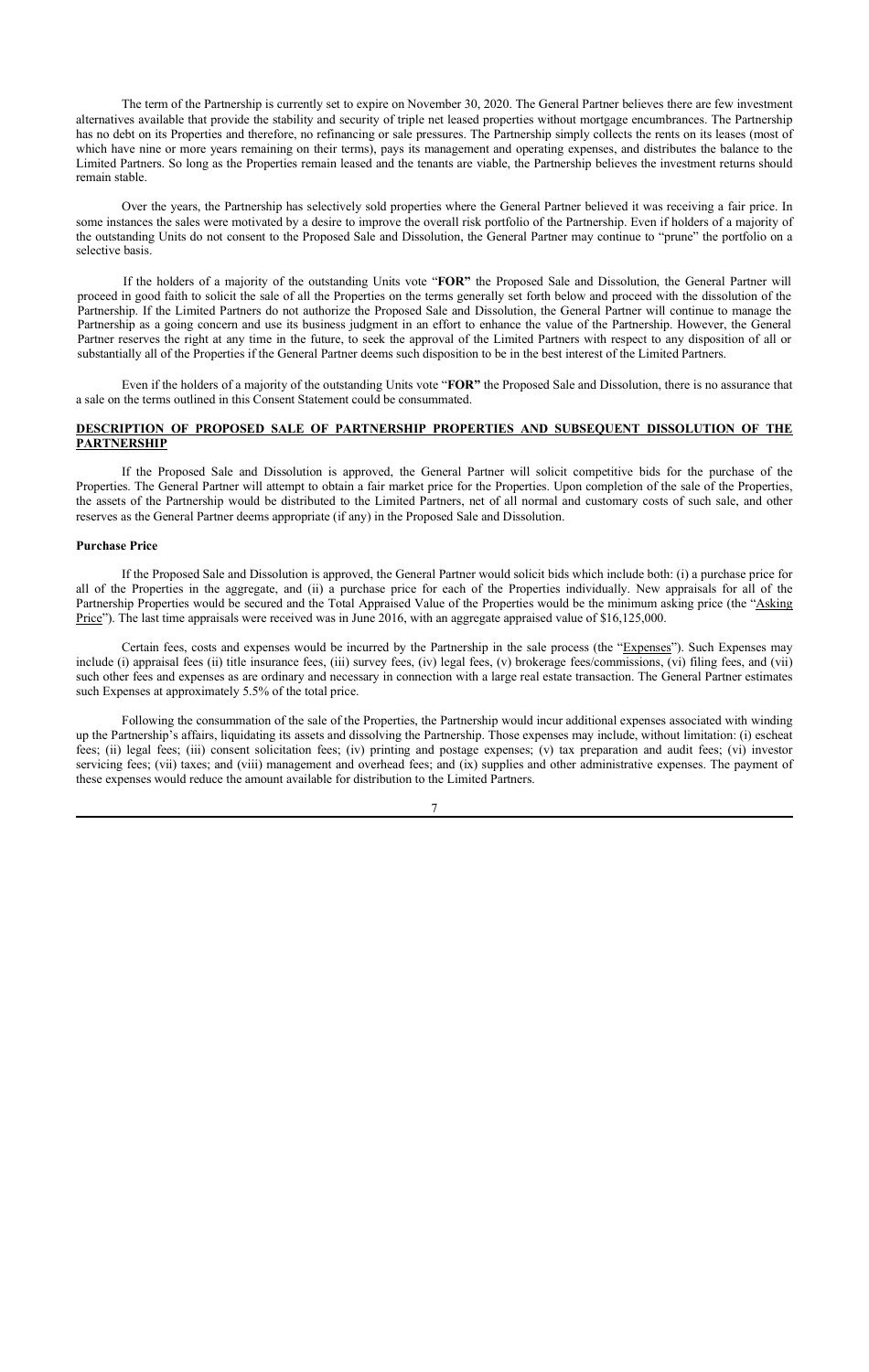The term of the Partnership is currently set to expire on November 30, 2020. The General Partner believes there are few investment alternatives available that provide the stability and security of triple net leased properties without mortgage encumbrances. The Partnership has no debt on its Properties and therefore, no refinancing or sale pressures. The Partnership simply collects the rents on its leases (most of which have nine or more years remaining on their terms), pays its management and operating expenses, and distributes the balance to the Limited Partners. So long as the Properties remain leased and the tenants are viable, the Partnership believes the investment returns should remain stable.

Over the years, the Partnership has selectively sold properties where the General Partner believed it was receiving a fair price. In some instances the sales were motivated by a desire to improve the overall risk portfolio of the Partnership. Even if holders of a majority of the outstanding Units do not consent to the Proposed Sale and Dissolution, the General Partner may continue to "prune" the portfolio on a selective basis.

If the holders of a majority of the outstanding Units vote "**FOR"** the Proposed Sale and Dissolution, the General Partner will proceed in good faith to solicit the sale of all the Properties on the terms generally set forth below and proceed with the dissolution of the Partnership. If the Limited Partners do not authorize the Proposed Sale and Dissolution, the General Partner will continue to manage the Partnership as a going concern and use its business judgment in an effort to enhance the value of the Partnership. However, the General Partner reserves the right at any time in the future, to seek the approval of the Limited Partners with respect to any disposition of all or substantially all of the Properties if the General Partner deems such disposition to be in the best interest of the Limited Partners.

Even if the holders of a majority of the outstanding Units vote "**FOR"** the Proposed Sale and Dissolution, there is no assurance that a sale on the terms outlined in this Consent Statement could be consummated.

## DESCRIPTION OF PROPOSED SALE OF PARTNERSHIP PROPERTIES AND SUBSEQUENT DISSOLUTION OF THE PARTNERSHIP

If the Proposed Sale and Dissolution is approved, the General Partner will solicit competitive bids for the purchase of the Properties. The General Partner will attempt to obtain a fair market price for the Properties. Upon completion of the sale of the Properties, the assets of the Partnership would be distributed to the Limited Partners, net of all normal and customary costs of such sale, and other reserves as the General Partner deems appropriate (if any) in the Proposed Sale and Dissolution.

### Purchase Price

If the Proposed Sale and Dissolution is approved, the General Partner would solicit bids which include both: (i) a purchase price for all of the Properties in the aggregate, and (ii) a purchase price for each of the Properties individually. New appraisals for all of the Partnership Properties would be secured and the Total Appraised Value of the Properties would be the minimum asking price (the "Asking Price"). The last time appraisals were received was in June 2016, with an aggregate appraised value of $16,125,000.

Certain fees, costs and expenses would be incurred by the Partnership in the sale process (the "Expenses"). Such Expenses may include (i) appraisal fees (ii) title insurance fees, (iii) survey fees, (iv) legal fees, (v) brokerage fees/commissions, (vi) filing fees, and (vii) such other fees and expenses as are ordinary and necessary in connection with a large real estate transaction. The General Partner estimates such Expenses at approximately 5.5% of the total price.

Following the consummation of the sale of the Properties, the Partnership would incur additional expenses associated with winding up the Partnership's affairs, liquidating its assets and dissolving the Partnership. Those expenses may include, without limitation: (i) escheat fees; (ii) legal fees; (iii) consent solicitation fees; (iv) printing and postage expenses; (v) tax preparation and audit fees; (vi) investor servicing fees; (vii) taxes; and (viii) management and overhead fees; and (ix) supplies and other administrative expenses. The payment of these expenses would reduce the amount available for distribution to the Limited Partners.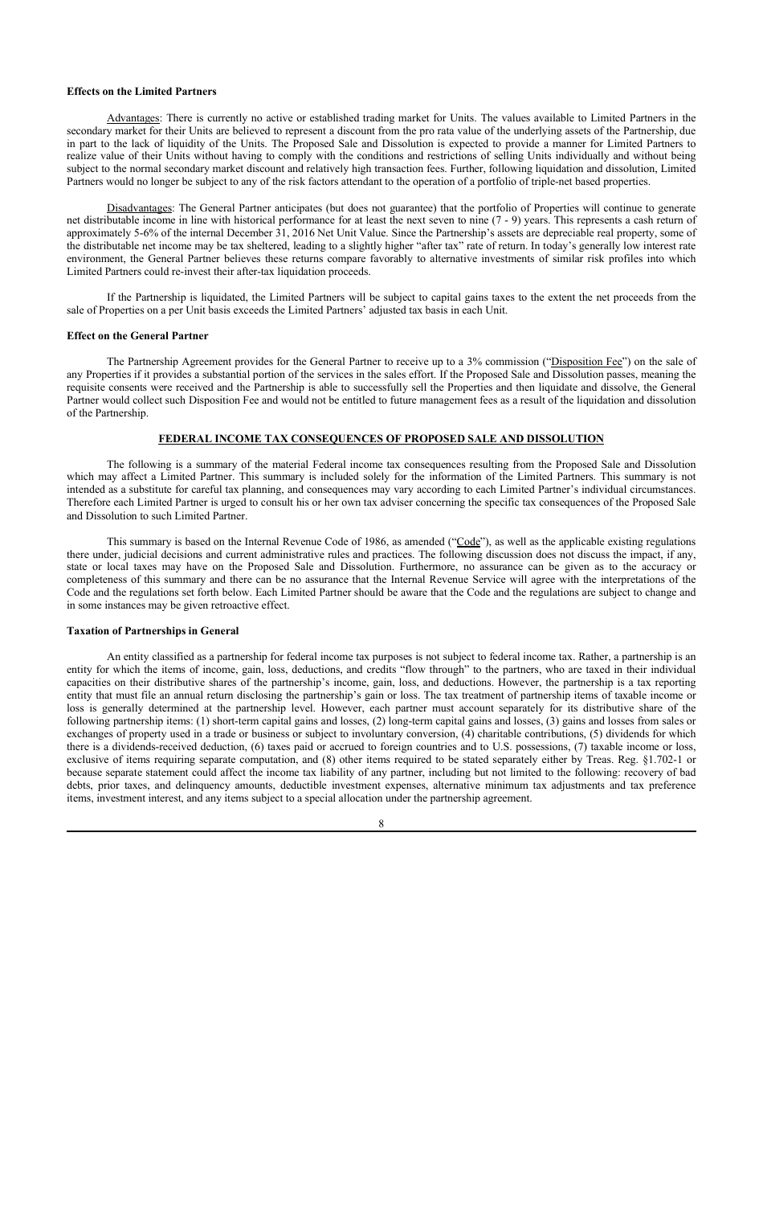**Effects on the Limited Partners**

Advantages: There is currently no active or established trading market for Units. The values available to Limited Partners in the secondary market for their Units are believed to represent a discount from the pro rata value of the underlying assets of the Partnership, due in part to the lack of liquidity of the Units. The Proposed Sale and Dissolution is expected to provide a manner for Limited Partners to realize value of their Units without having to comply with the conditions and restrictions of selling Units individually and without being subject to the normal secondary market discount and relatively high transaction fees. Further, following liquidation and dissolution, Limited Partners would no longer be subject to any of the risk factors attendant to the operation of a portfolio of triple-net based properties.

Disadvantages: The General Partner anticipates (but does not guarantee) that the portfolio of Properties will continue to generate net distributable income in line with historical performance for at least the next seven to nine (7 - 9) years. This represents a cash return of approximately 5-6% of the internal December 31, 2016 Net Unit Value. Since the Partnership's assets are depreciable real property, some of the distributable net income may be tax sheltered, leading to a slightly higher "after tax" rate of return. In today's generally low interest rate environment, the General Partner believes these returns compare favorably to alternative investments of similar risk profiles into which Limited Partners could re-invest their after-tax liquidation proceeds.

If the Partnership is liquidated, the Limited Partners will be subject to capital gains taxes to the extent the net proceeds from the sale of Properties on a per Unit basis exceeds the Limited Partners' adjusted tax basis in each Unit.

**Effect on the General Partner**

The Partnership Agreement provides for the General Partner to receive up to a 3% commission ("Disposition Fee") on the sale of any Properties if it provides a substantial portion of the services in the sales effort. If the Proposed Sale and Dissolution passes, meaning the requisite consents were received and the Partnership is able to successfully sell the Properties and then liquidate and dissolve, the General Partner would collect such Disposition Fee and would not be entitled to future management fees as a result of the liquidation and dissolution of the Partnership.

## FEDERAL INCOME TAX CONSEQUENCES OF PROPOSED SALE AND DISSOLUTION

The following is a summary of the material Federal income tax consequences resulting from the Proposed Sale and Dissolution which may affect a Limited Partner. This summary is included solely for the information of the Limited Partners. This summary is not intended as a substitute for careful tax planning, and consequences may vary according to each Limited Partner's individual circumstances. Therefore each Limited Partner is urged to consult his or her own tax adviser concerning the specific tax consequences of the Proposed Sale and Dissolution to such Limited Partner.

This summary is based on the Internal Revenue Code of 1986, as amended ("Code"), as well as the applicable existing regulations there under, judicial decisions and current administrative rules and practices. The following discussion does not discuss the impact, if any, state or local taxes may have on the Proposed Sale and Dissolution. Furthermore, no assurance can be given as to the accuracy or completeness of this summary and there can be no assurance that the Internal Revenue Service will agree with the interpretations of the Code and the regulations set forth below. Each Limited Partner should be aware that the Code and the regulations are subject to change and in some instances may be given retroactive effect.

**Taxation of Partnerships in General**

An entity classified as a partnership for federal income tax purposes is not subject to federal income tax. Rather, a partnership is an entity for which the items of income, gain, loss, deductions, and credits "flow through" to the partners, who are taxed in their individual capacities on their distributive shares of the partnership's income, gain, loss, and deductions. However, the partnership is a tax reporting entity that must file an annual return disclosing the partnership's gain or loss. The tax treatment of partnership items of taxable income or loss is generally determined at the partnership level. However, each partner must account separately for its distributive share of the following partnership items: (1) short-term capital gains and losses, (2) long-term capital gains and losses, (3) gains and losses from sales or exchanges of property used in a trade or business or subject to involuntary conversion, (4) charitable contributions, (5) dividends for which there is a dividends-received deduction, (6) taxes paid or accrued to foreign countries and to U.S. possessions, (7) taxable income or loss, exclusive of items requiring separate computation, and (8) other items required to be stated separately either by Treas. Reg. §1.702-1 or because separate statement could affect the income tax liability of any partner, including but not limited to the following: recovery of bad debts, prior taxes, and delinquency amounts, deductible investment expenses, alternative minimum tax adjustments and tax preference items, investment interest, and any items subject to a special allocation under the partnership agreement.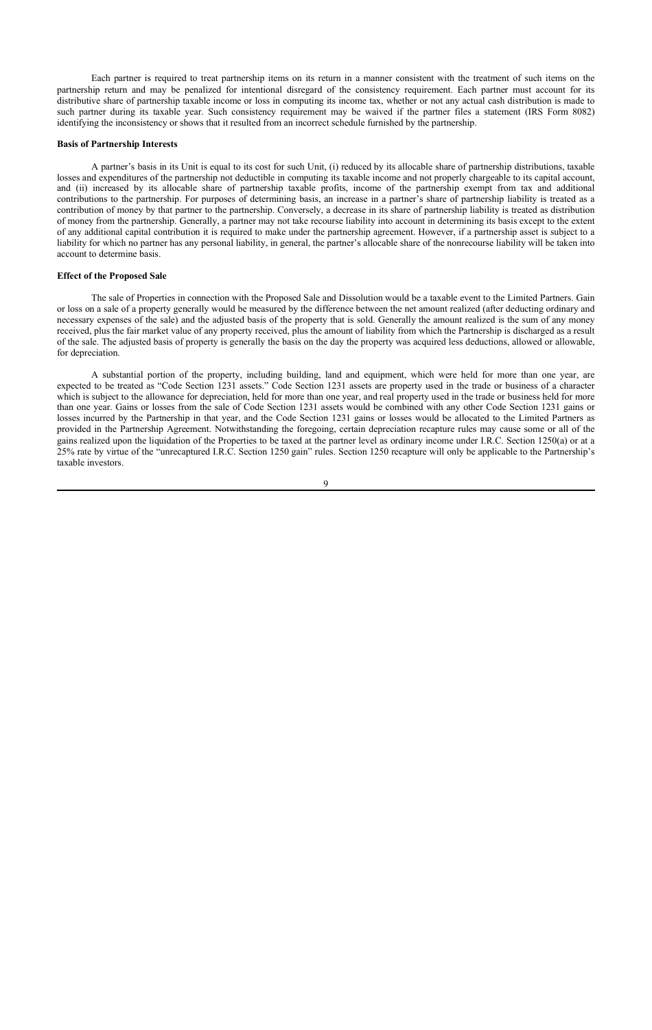Each partner is required to treat partnership items on its return in a manner consistent with the treatment of such items on the partnership return and may be penalized for intentional disregard of the consistency requirement. Each partner must account for its distributive share of partnership taxable income or loss in computing its income tax, whether or not any actual cash distribution is made to such partner during its taxable year. Such consistency requirement may be waived if the partner files a statement (IRS Form 8082) identifying the inconsistency or shows that it resulted from an incorrect schedule furnished by the partnership.

**Basis of Partnership Interests**

A partner's basis in its Unit is equal to its cost for such Unit, (i) reduced by its allocable share of partnership distributions, taxable losses and expenditures of the partnership not deductible in computing its taxable income and not properly chargeable to its capital account, and (ii) increased by its allocable share of partnership taxable profits, income of the partnership exempt from tax and additional contributions to the partnership. For purposes of determining basis, an increase in a partner's share of partnership liability is treated as a contribution of money by that partner to the partnership. Conversely, a decrease in its share of partnership liability is treated as distribution of money from the partnership. Generally, a partner may not take recourse liability into account in determining its basis except to the extent of any additional capital contribution it is required to make under the partnership agreement. However, if a partnership asset is subject to a liability for which no partner has any personal liability, in general, the partner's allocable share of the nonrecourse liability will be taken into account to determine basis.

**Effect of the Proposed Sale**

The sale of Properties in connection with the Proposed Sale and Dissolution would be a taxable event to the Limited Partners. Gain or loss on a sale of a property generally would be measured by the difference between the net amount realized (after deducting ordinary and necessary expenses of the sale) and the adjusted basis of the property that is sold. Generally the amount realized is the sum of any money received, plus the fair market value of any property received, plus the amount of liability from which the Partnership is discharged as a result of the sale. The adjusted basis of property is generally the basis on the day the property was acquired less deductions, allowed or allowable, for depreciation.

A substantial portion of the property, including building, land and equipment, which were held for more than one year, are expected to be treated as "Code Section 1231 assets." Code Section 1231 assets are property used in the trade or business of a character which is subject to the allowance for depreciation, held for more than one year, and real property used in the trade or business held for more than one year. Gains or losses from the sale of Code Section 1231 assets would be combined with any other Code Section 1231 gains or losses incurred by the Partnership in that year, and the Code Section 1231 gains or losses would be allocated to the Limited Partners as provided in the Partnership Agreement. Notwithstanding the foregoing, certain depreciation recapture rules may cause some or all of the gains realized upon the liquidation of the Properties to be taxed at the partner level as ordinary income under I.R.C. Section 1250(a) or at a 25% rate by virtue of the "unrecaptured I.R.C. Section 1250 gain" rules. Section 1250 recapture will only be applicable to the Partnership's taxable investors.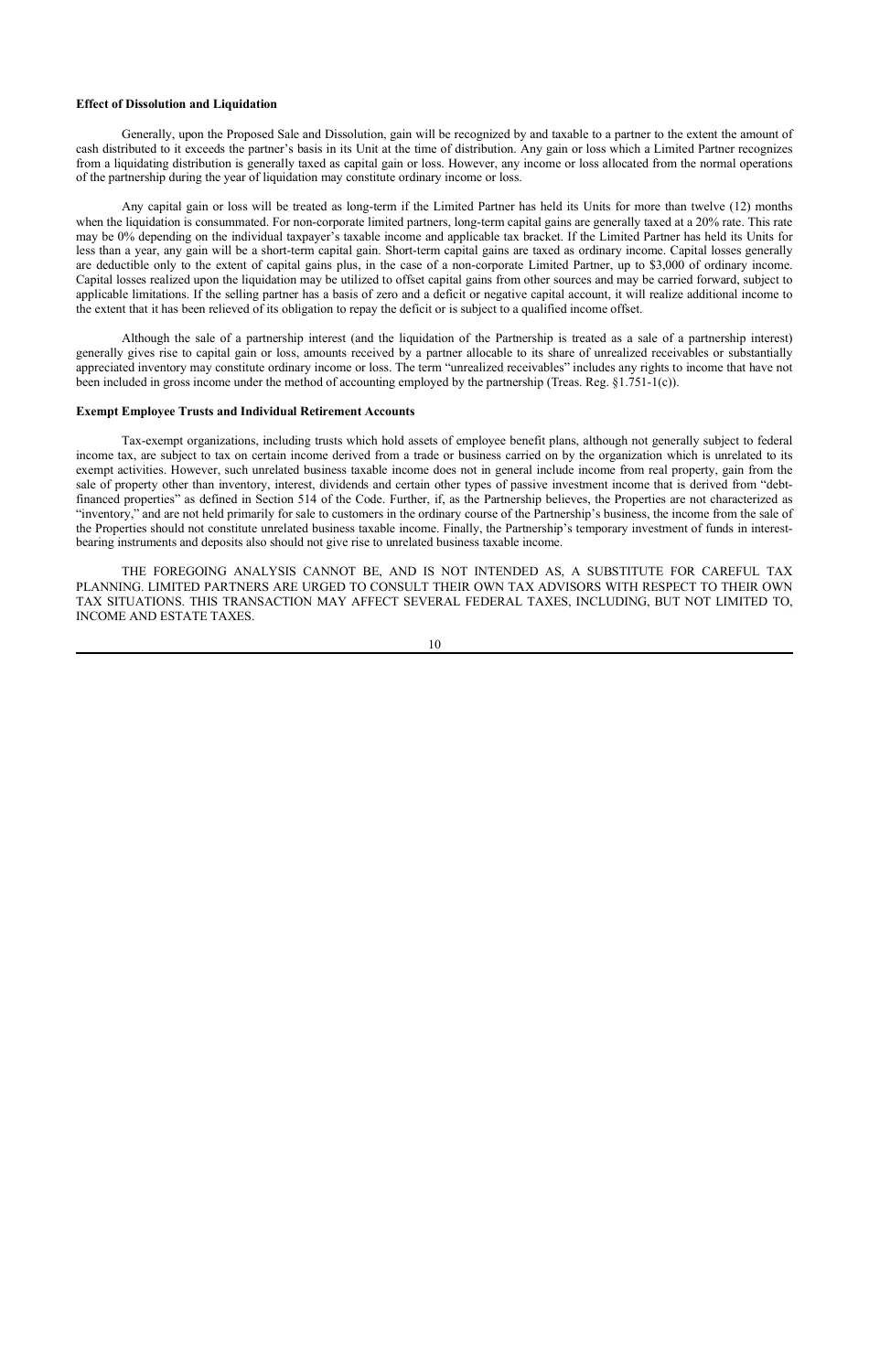**Effect of Dissolution and Liquidation**

Generally, upon the Proposed Sale and Dissolution, gain will be recognized by and taxable to a partner to the extent the amount of cash distributed to it exceeds the partner's basis in its Unit at the time of distribution. Any gain or loss which a Limited Partner recognizes from a liquidating distribution is generally taxed as capital gain or loss. However, any income or loss allocated from the normal operations of the partnership during the year of liquidation may constitute ordinary income or loss.

Any capital gain or loss will be treated as long-term if the Limited Partner has held its Units for more than twelve (12) months when the liquidation is consummated. For non-corporate limited partners, long-term capital gains are generally taxed at a 20% rate. This rate may be 0% depending on the individual taxpayer's taxable income and applicable tax bracket. If the Limited Partner has held its Units for less than a year, any gain will be a short-term capital gain. Short-term capital gains are taxed as ordinary income. Capital losses generally are deductible only to the extent of capital gains plus, in the case of a non-corporate Limited Partner, up to $3,000 of ordinary income. Capital losses realized upon the liquidation may be utilized to offset capital gains from other sources and may be carried forward, subject to applicable limitations. If the selling partner has a basis of zero and a deficit or negative capital account, it will realize additional income to the extent that it has been relieved of its obligation to repay the deficit or is subject to a qualified income offset.

Although the sale of a partnership interest (and the liquidation of the Partnership is treated as a sale of a partnership interest) generally gives rise to capital gain or loss, amounts received by a partner allocable to its share of unrealized receivables or substantially appreciated inventory may constitute ordinary income or loss. The term "unrealized receivables" includes any rights to income that have not been included in gross income under the method of accounting employed by the partnership (Treas. Reg. §1.751-1(c)).

**Exempt Employee Trusts and Individual Retirement Accounts**

Tax-exempt organizations, including trusts which hold assets of employee benefit plans, although not generally subject to federal income tax, are subject to tax on certain income derived from a trade or business carried on by the organization which is unrelated to its exempt activities. However, such unrelated business taxable income does not in general include income from real property, gain from the sale of property other than inventory, interest, dividends and certain other types of passive investment income that is derived from "debt-financed properties" as defined in Section 514 of the Code. Further, if, as the Partnership believes, the Properties are not characterized as "inventory," and are not held primarily for sale to customers in the ordinary course of the Partnership's business, the income from the sale of the Properties should not constitute unrelated business taxable income. Finally, the Partnership's temporary investment of funds in interest-bearing instruments and deposits also should not give rise to unrelated business taxable income.

THE FOREGOING ANALYSIS CANNOT BE, AND IS NOT INTENDED AS, A SUBSTITUTE FOR CAREFUL TAX PLANNING. LIMITED PARTNERS ARE URGED TO CONSULT THEIR OWN TAX ADVISORS WITH RESPECT TO THEIR OWN TAX SITUATIONS. THIS TRANSACTION MAY AFFECT SEVERAL FEDERAL TAXES, INCLUDING, BUT NOT LIMITED TO, INCOME AND ESTATE TAXES.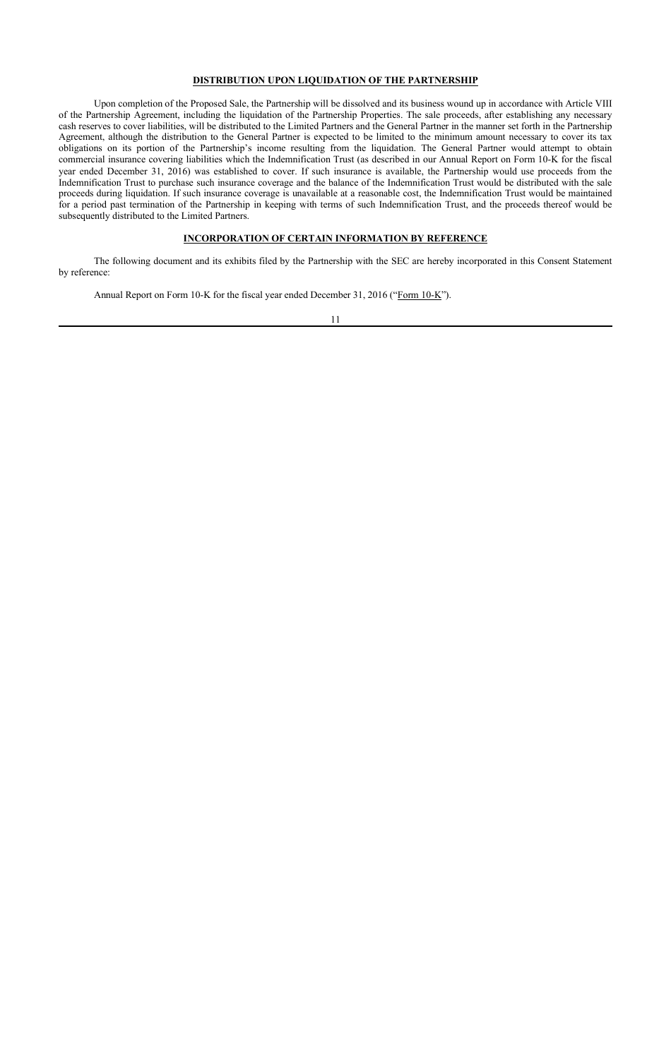## DISTRIBUTION UPON LIQUIDATION OF THE PARTNERSHIP

Upon completion of the Proposed Sale, the Partnership will be dissolved and its business wound up in accordance with Article VIII of the Partnership Agreement, including the liquidation of the Partnership Properties. The sale proceeds, after establishing any necessary cash reserves to cover liabilities, will be distributed to the Limited Partners and the General Partner in the manner set forth in the Partnership Agreement, although the distribution to the General Partner is expected to be limited to the minimum amount necessary to cover its tax obligations on its portion of the Partnership's income resulting from the liquidation. The General Partner would attempt to obtain commercial insurance covering liabilities which the Indemnification Trust (as described in our Annual Report on Form 10-K for the fiscal year ended December 31, 2016) was established to cover. If such insurance is available, the Partnership would use proceeds from the Indemnification Trust to purchase such insurance coverage and the balance of the Indemnification Trust would be distributed with the sale proceeds during liquidation. If such insurance coverage is unavailable at a reasonable cost, the Indemnification Trust would be maintained for a period past termination of the Partnership in keeping with terms of such Indemnification Trust, and the proceeds thereof would be subsequently distributed to the Limited Partners.

## INCORPORATION OF CERTAIN INFORMATION BY REFERENCE

The following document and its exhibits filed by the Partnership with the SEC are hereby incorporated in this Consent Statement by reference:

Annual Report on Form 10-K for the fiscal year ended December 31, 2016 ("Form 10-K").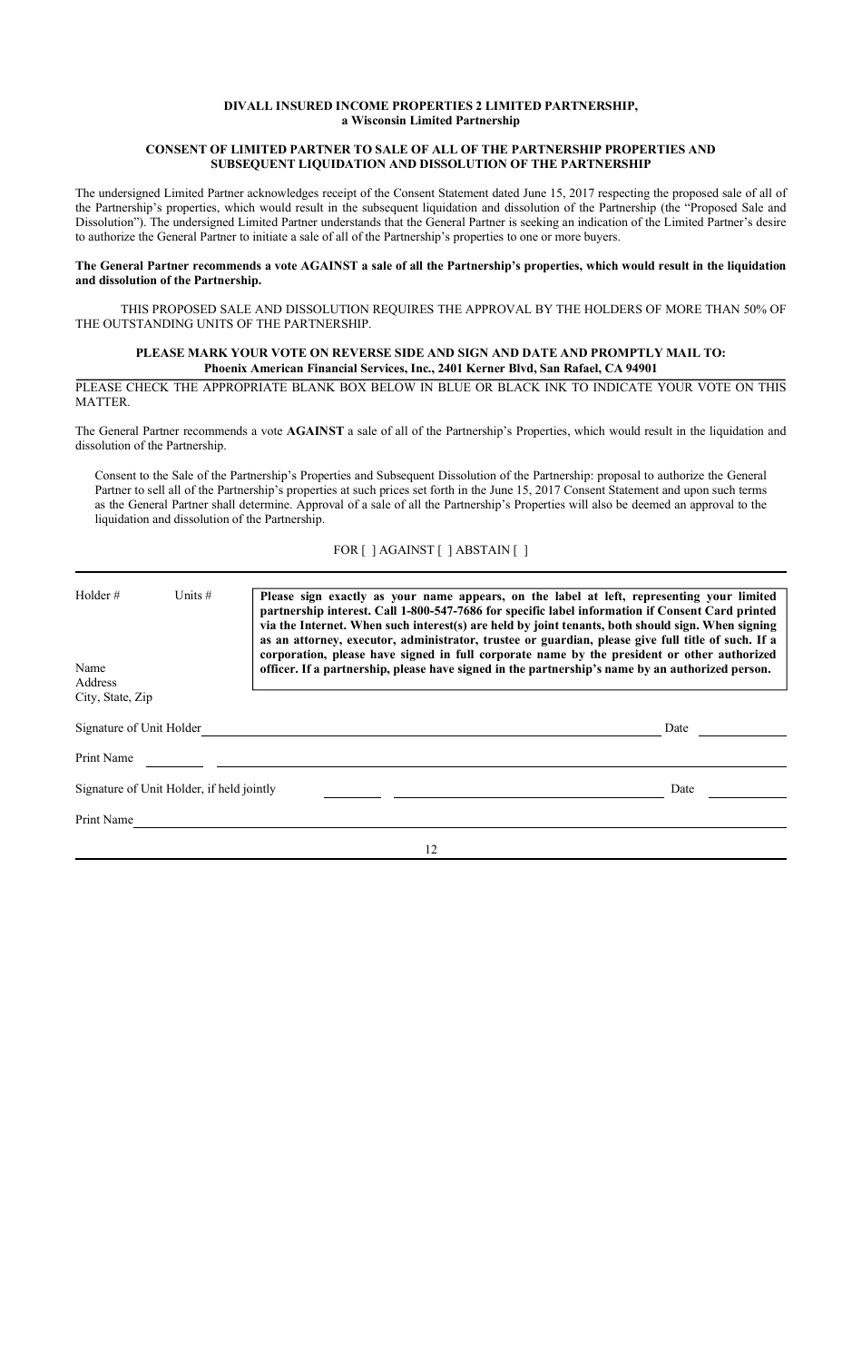**DIVALL INSURED INCOME PROPERTIES 2 LIMITED PARTNERSHIP,**
**a Wisconsin Limited Partnership**

**CONSENT OF LIMITED PARTNER TO SALE OF ALL OF THE PARTNERSHIP PROPERTIES AND SUBSEQUENT LIQUIDATION AND DISSOLUTION OF THE PARTNERSHIP**

The undersigned Limited Partner acknowledges receipt of the Consent Statement dated June 15, 2017 respecting the proposed sale of all of the Partnership's properties, which would result in the subsequent liquidation and dissolution of the Partnership (the "Proposed Sale and Dissolution"). The undersigned Limited Partner understands that the General Partner is seeking an indication of the Limited Partner's desire to authorize the General Partner to initiate a sale of all of the Partnership's properties to one or more buyers.

**The General Partner recommends a vote AGAINST a sale of all the Partnership's properties, which would result in the liquidation and dissolution of the Partnership.**

THIS PROPOSED SALE AND DISSOLUTION REQUIRES THE APPROVAL BY THE HOLDERS OF MORE THAN 50% OF THE OUTSTANDING UNITS OF THE PARTNERSHIP.

**PLEASE MARK YOUR VOTE ON REVERSE SIDE AND SIGN AND DATE AND PROMPTLY MAIL TO:**
**Phoenix American Financial Services, Inc., 2401 Kerner Blvd, San Rafael, CA 94901**

---

PLEASE CHECK THE APPROPRIATE BLANK BOX BELOW IN BLUE OR BLACK INK TO INDICATE YOUR VOTE ON THIS MATTER.

The General Partner recommends a vote **AGAINST** a sale of all of the Partnership's Properties, which would result in the liquidation and dissolution of the Partnership.

Consent to the Sale of the Partnership's Properties and Subsequent Dissolution of the Partnership: proposal to authorize the General Partner to sell all of the Partnership's properties at such prices set forth in the June 15, 2017 Consent Statement and upon such terms as the General Partner shall determine. Approval of a sale of all the Partnership's Properties will also be deemed an approval to the liquidation and dissolution of the Partnership.

FOR [ ] AGAINST [ ] ABSTAIN [ ]

---

Holder # Units #

Name
Address
City, State, Zip

**Please sign exactly as your name appears, on the label at left, representing your limited partnership interest. Call 1-800-547-7686 for specific label information if Consent Card printed via the Internet. When such interest(s) are held by joint tenants, both should sign. When signing as an attorney, executor, administrator, trustee or guardian, please give full title of such. If a corporation, please have signed in full corporate name by the president or other authorized officer. If a partnership, please have signed in the partnership's name by an authorized person.**

Signature of Unit Holder \_\_\_\_\_\_\_\_\_\_\_\_\_\_\_\_\_\_\_\_ Date \_\_\_\_\_\_\_\_

Print Name \_\_\_\_\_\_\_\_\_\_\_\_\_\_\_\_\_\_\_\_

Signature of Unit Holder, if held jointly \_\_\_\_\_\_\_\_\_\_\_\_\_\_\_\_\_\_\_\_ Date \_\_\_\_\_\_\_\_

Print Name \_\_\_\_\_\_\_\_\_\_\_\_\_\_\_\_\_\_\_\_